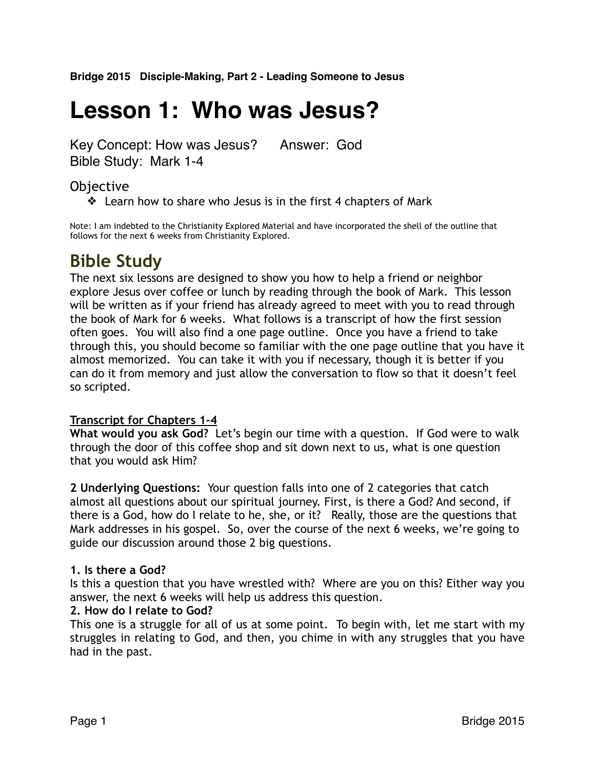**Bridge 2015 Disciple-Making, Part 2 - Leading Someone to Jesus**

# Lesson 1: Who was Jesus?

Key Concept: How was Jesus? Answer: God
Bible Study: Mark 1-4

## Objective

- Learn how to share who Jesus is in the first 4 chapters of Mark

Note: I am indebted to the Christianity Explored Material and have incorporated the shell of the outline that follows for the next 6 weeks from Christianity Explored.

## Bible Study

The next six lessons are designed to show you how to help a friend or neighbor explore Jesus over coffee or lunch by reading through the book of Mark. This lesson will be written as if your friend has already agreed to meet with you to read through the book of Mark for 6 weeks. What follows is a transcript of how the first session often goes. You will also find a one page outline. Once you have a friend to take through this, you should become so familiar with the one page outline that you have it almost memorized. You can take it with you if necessary, though it is better if you can do it from memory and just allow the conversation to flow so that it doesn't feel so scripted.

**Transcript for Chapters 1-4**

**What would you ask God?** Let's begin our time with a question. If God were to walk through the door of this coffee shop and sit down next to us, what is one question that you would ask Him?

**2 Underlying Questions:** Your question falls into one of 2 categories that catch almost all questions about our spiritual journey. First, is there a God? And second, if there is a God, how do I relate to he, she, or it? Really, those are the questions that Mark addresses in his gospel. So, over the course of the next 6 weeks, we're going to guide our discussion around those 2 big questions.

**1. Is there a God?**
Is this a question that you have wrestled with? Where are you on this? Either way you answer, the next 6 weeks will help us address this question.

**2. How do I relate to God?**
This one is a struggle for all of us at some point. To begin with, let me start with my struggles in relating to God, and then, you chime in with any struggles that you have had in the past.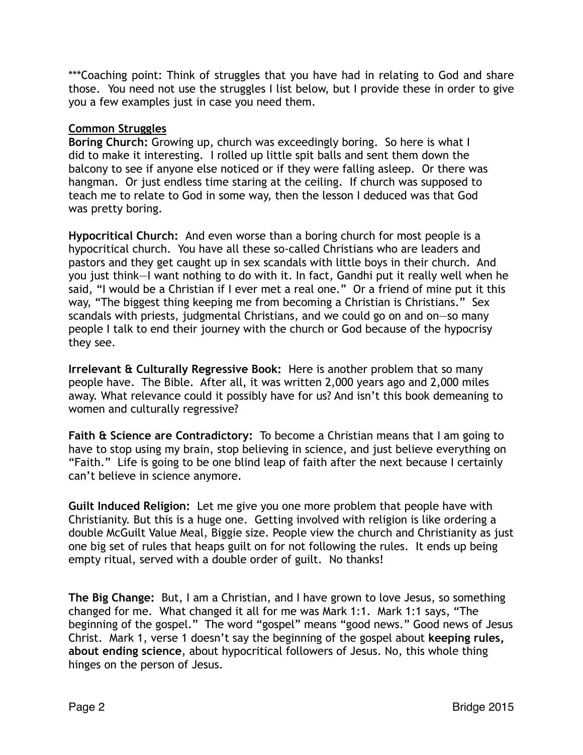***Coaching point: Think of struggles that you have had in relating to God and share those. You need not use the struggles I list below, but I provide these in order to give you a few examples just in case you need them.

<u>**Common Struggles**</u>

**Boring Church:** Growing up, church was exceedingly boring. So here is what I did to make it interesting. I rolled up little spit balls and sent them down the balcony to see if anyone else noticed or if they were falling asleep. Or there was hangman. Or just endless time staring at the ceiling. If church was supposed to teach me to relate to God in some way, then the lesson I deduced was that God was pretty boring.

**Hypocritical Church:** And even worse than a boring church for most people is a hypocritical church. You have all these so-called Christians who are leaders and pastors and they get caught up in sex scandals with little boys in their church. And you just think—I want nothing to do with it. In fact, Gandhi put it really well when he said, "I would be a Christian if I ever met a real one." Or a friend of mine put it this way, "The biggest thing keeping me from becoming a Christian is Christians." Sex scandals with priests, judgmental Christians, and we could go on and on—so many people I talk to end their journey with the church or God because of the hypocrisy they see.

**Irrelevant & Culturally Regressive Book:** Here is another problem that so many people have. The Bible. After all, it was written 2,000 years ago and 2,000 miles away. What relevance could it possibly have for us? And isn't this book demeaning to women and culturally regressive?

**Faith & Science are Contradictory:** To become a Christian means that I am going to have to stop using my brain, stop believing in science, and just believe everything on "Faith." Life is going to be one blind leap of faith after the next because I certainly can't believe in science anymore.

**Guilt Induced Religion:** Let me give you one more problem that people have with Christianity. But this is a huge one. Getting involved with religion is like ordering a double McGuilt Value Meal, Biggie size. People view the church and Christianity as just one big set of rules that heaps guilt on for not following the rules. It ends up being empty ritual, served with a double order of guilt. No thanks!

**The Big Change:** But, I am a Christian, and I have grown to love Jesus, so something changed for me. What changed it all for me was Mark 1:1. Mark 1:1 says, "The beginning of the gospel." The word "gospel" means "good news." Good news of Jesus Christ. Mark 1, verse 1 doesn't say the beginning of the gospel about **keeping rules, about ending science**, about hypocritical followers of Jesus. No, this whole thing hinges on the person of Jesus.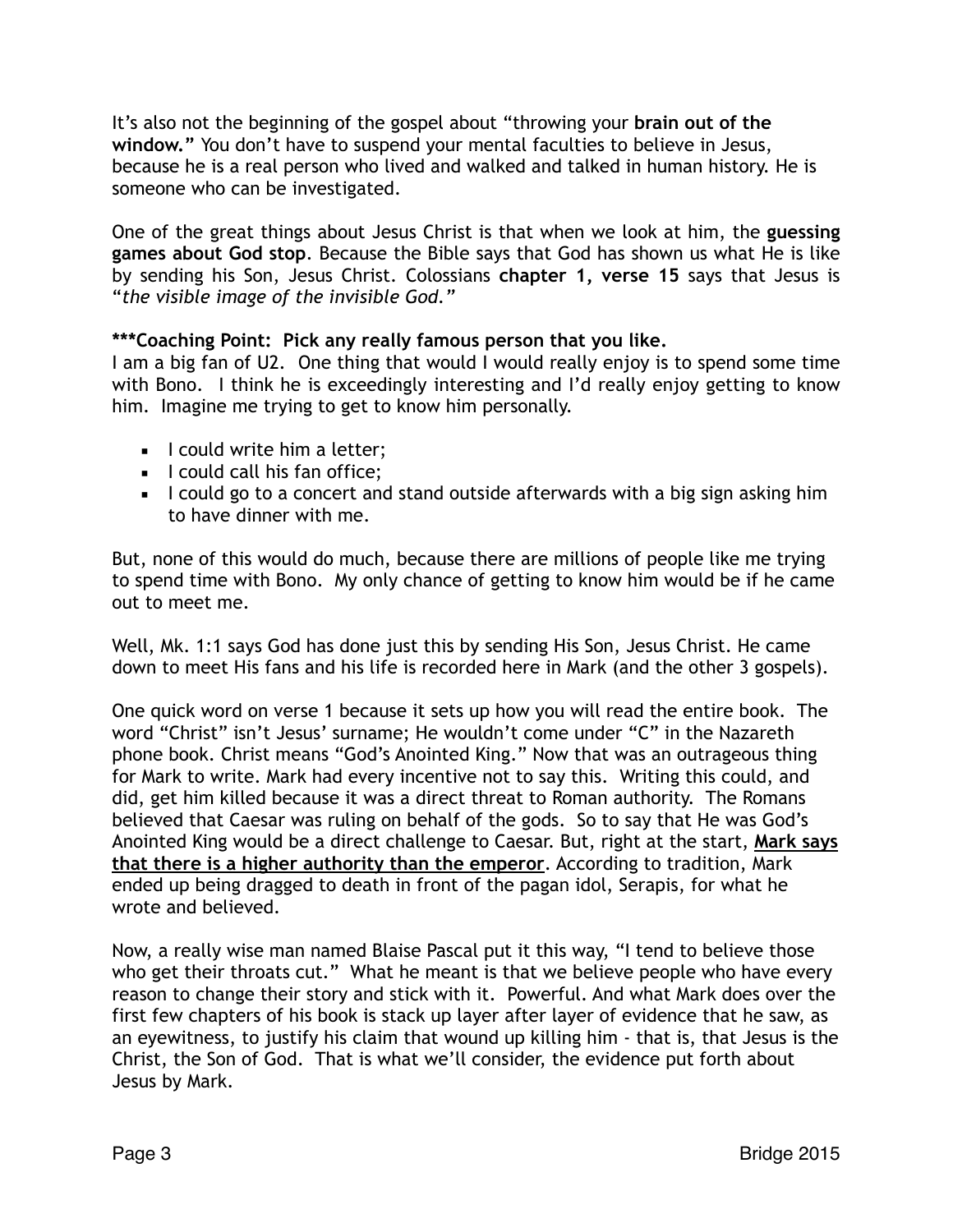It's also not the beginning of the gospel about "throwing your **brain out of the window.**" You don't have to suspend your mental faculties to believe in Jesus, because he is a real person who lived and walked and talked in human history. He is someone who can be investigated.

One of the great things about Jesus Christ is that when we look at him, the **guessing games about God stop**. Because the Bible says that God has shown us what He is like by sending his Son, Jesus Christ. Colossians **chapter 1, verse 15** says that Jesus is "*the visible image of the invisible God.*"

**\*\*\*Coaching Point: Pick any really famous person that you like.**
I am a big fan of U2. One thing that would I would really enjoy is to spend some time with Bono. I think he is exceedingly interesting and I'd really enjoy getting to know him. Imagine me trying to get to know him personally.

- I could write him a letter;
- I could call his fan office;
- I could go to a concert and stand outside afterwards with a big sign asking him to have dinner with me.

But, none of this would do much, because there are millions of people like me trying to spend time with Bono. My only chance of getting to know him would be if he came out to meet me.

Well, Mk. 1:1 says God has done just this by sending His Son, Jesus Christ. He came down to meet His fans and his life is recorded here in Mark (and the other 3 gospels).

One quick word on verse 1 because it sets up how you will read the entire book. The word "Christ" isn't Jesus' surname; He wouldn't come under "C" in the Nazareth phone book. Christ means "God's Anointed King." Now that was an outrageous thing for Mark to write. Mark had every incentive not to say this. Writing this could, and did, get him killed because it was a direct threat to Roman authority. The Romans believed that Caesar was ruling on behalf of the gods. So to say that He was God's Anointed King would be a direct challenge to Caesar. But, right at the start, <u>**Mark says that there is a higher authority than the emperor**</u>. According to tradition, Mark ended up being dragged to death in front of the pagan idol, Serapis, for what he wrote and believed.

Now, a really wise man named Blaise Pascal put it this way, "I tend to believe those who get their throats cut." What he meant is that we believe people who have every reason to change their story and stick with it. Powerful. And what Mark does over the first few chapters of his book is stack up layer after layer of evidence that he saw, as an eyewitness, to justify his claim that wound up killing him - that is, that Jesus is the Christ, the Son of God. That is what we'll consider, the evidence put forth about Jesus by Mark.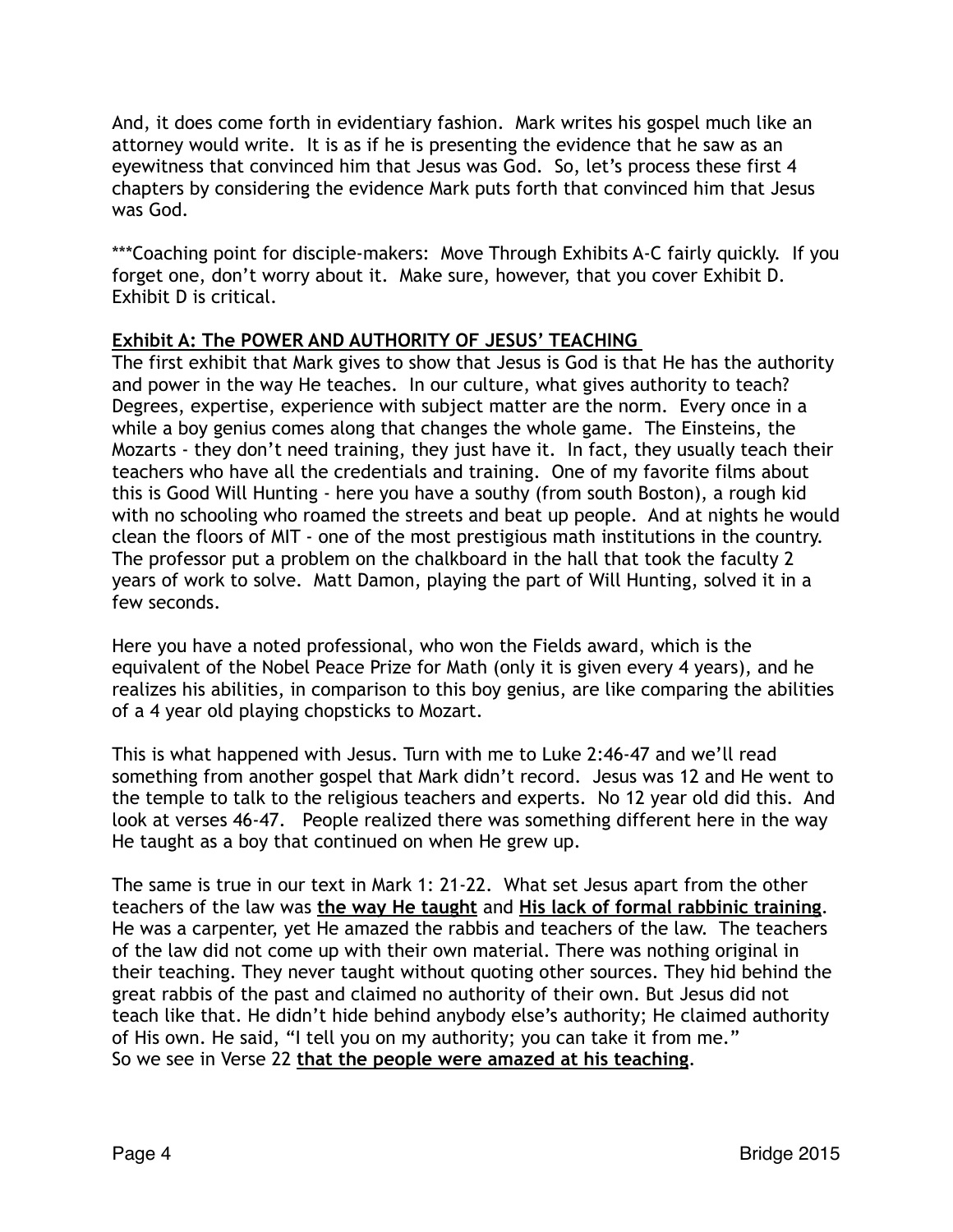And, it does come forth in evidentiary fashion. Mark writes his gospel much like an attorney would write. It is as if he is presenting the evidence that he saw as an eyewitness that convinced him that Jesus was God. So, let's process these first 4 chapters by considering the evidence Mark puts forth that convinced him that Jesus was God.

***Coaching point for disciple-makers: Move Through Exhibits A-C fairly quickly. If you forget one, don't worry about it. Make sure, however, that you cover Exhibit D. Exhibit D is critical.

**Exhibit A: The POWER AND AUTHORITY OF JESUS' TEACHING**

The first exhibit that Mark gives to show that Jesus is God is that He has the authority and power in the way He teaches. In our culture, what gives authority to teach? Degrees, expertise, experience with subject matter are the norm. Every once in a while a boy genius comes along that changes the whole game. The Einsteins, the Mozarts - they don't need training, they just have it. In fact, they usually teach their teachers who have all the credentials and training. One of my favorite films about this is Good Will Hunting - here you have a southy (from south Boston), a rough kid with no schooling who roamed the streets and beat up people. And at nights he would clean the floors of MIT - one of the most prestigious math institutions in the country. The professor put a problem on the chalkboard in the hall that took the faculty 2 years of work to solve. Matt Damon, playing the part of Will Hunting, solved it in a few seconds.

Here you have a noted professional, who won the Fields award, which is the equivalent of the Nobel Peace Prize for Math (only it is given every 4 years), and he realizes his abilities, in comparison to this boy genius, are like comparing the abilities of a 4 year old playing chopsticks to Mozart.

This is what happened with Jesus. Turn with me to Luke 2:46-47 and we'll read something from another gospel that Mark didn't record. Jesus was 12 and He went to the temple to talk to the religious teachers and experts. No 12 year old did this. And look at verses 46-47. People realized there was something different here in the way He taught as a boy that continued on when He grew up.

The same is true in our text in Mark 1: 21-22. What set Jesus apart from the other teachers of the law was **the way He taught** and **His lack of formal rabbinic training**. He was a carpenter, yet He amazed the rabbis and teachers of the law. The teachers of the law did not come up with their own material. There was nothing original in their teaching. They never taught without quoting other sources. They hid behind the great rabbis of the past and claimed no authority of their own. But Jesus did not teach like that. He didn't hide behind anybody else's authority; He claimed authority of His own. He said, "I tell you on my authority; you can take it from me."
So we see in Verse 22 **that the people were amazed at his teaching**.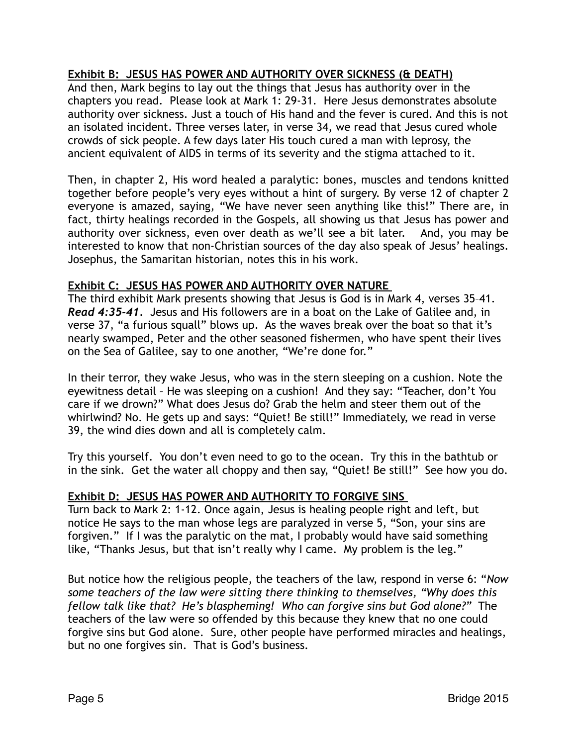**Exhibit B: JESUS HAS POWER AND AUTHORITY OVER SICKNESS (& DEATH)**

And then, Mark begins to lay out the things that Jesus has authority over in the chapters you read. Please look at Mark 1: 29-31. Here Jesus demonstrates absolute authority over sickness. Just a touch of His hand and the fever is cured. And this is not an isolated incident. Three verses later, in verse 34, we read that Jesus cured whole crowds of sick people. A few days later His touch cured a man with leprosy, the ancient equivalent of AIDS in terms of its severity and the stigma attached to it.

Then, in chapter 2, His word healed a paralytic: bones, muscles and tendons knitted together before people's very eyes without a hint of surgery. By verse 12 of chapter 2 everyone is amazed, saying, "We have never seen anything like this!" There are, in fact, thirty healings recorded in the Gospels, all showing us that Jesus has power and authority over sickness, even over death as we'll see a bit later. And, you may be interested to know that non-Christian sources of the day also speak of Jesus' healings. Josephus, the Samaritan historian, notes this in his work.

**Exhibit C: JESUS HAS POWER AND AUTHORITY OVER NATURE**

The third exhibit Mark presents showing that Jesus is God is in Mark 4, verses 35–41. ***Read 4:35-41***. Jesus and His followers are in a boat on the Lake of Galilee and, in verse 37, "a furious squall" blows up. As the waves break over the boat so that it's nearly swamped, Peter and the other seasoned fishermen, who have spent their lives on the Sea of Galilee, say to one another, "We're done for."

In their terror, they wake Jesus, who was in the stern sleeping on a cushion. Note the eyewitness detail – He was sleeping on a cushion! And they say: "Teacher, don't You care if we drown?" What does Jesus do? Grab the helm and steer them out of the whirlwind? No. He gets up and says: "Quiet! Be still!" Immediately, we read in verse 39, the wind dies down and all is completely calm.

Try this yourself. You don't even need to go to the ocean. Try this in the bathtub or in the sink. Get the water all choppy and then say, "Quiet! Be still!" See how you do.

**Exhibit D: JESUS HAS POWER AND AUTHORITY TO FORGIVE SINS**

Turn back to Mark 2: 1-12. Once again, Jesus is healing people right and left, but notice He says to the man whose legs are paralyzed in verse 5, "Son, your sins are forgiven." If I was the paralytic on the mat, I probably would have said something like, "Thanks Jesus, but that isn't really why I came. My problem is the leg."

But notice how the religious people, the teachers of the law, respond in verse 6: "*Now some teachers of the law were sitting there thinking to themselves, "Why does this fellow talk like that? He's blaspheming! Who can forgive sins but God alone?"*" The teachers of the law were so offended by this because they knew that no one could forgive sins but God alone. Sure, other people have performed miracles and healings, but no one forgives sin. That is God's business.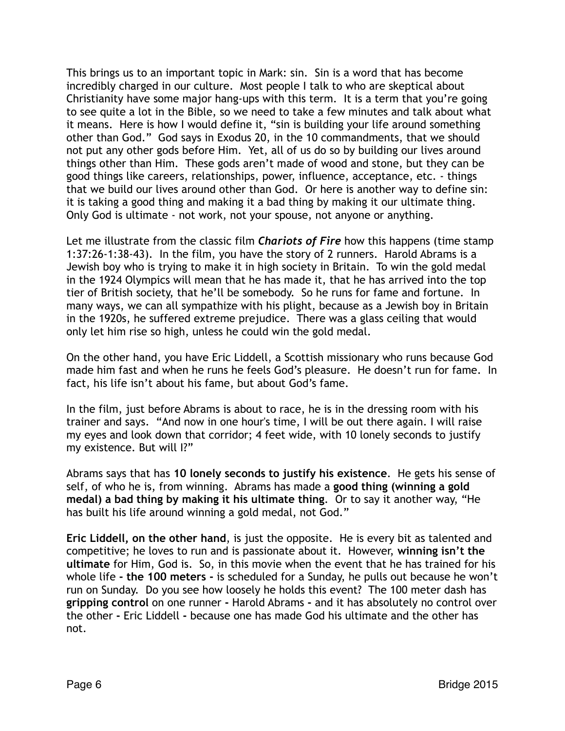This brings us to an important topic in Mark: sin. Sin is a word that has become incredibly charged in our culture. Most people I talk to who are skeptical about Christianity have some major hang-ups with this term. It is a term that you're going to see quite a lot in the Bible, so we need to take a few minutes and talk about what it means. Here is how I would define it, "sin is building your life around something other than God." God says in Exodus 20, in the 10 commandments, that we should not put any other gods before Him. Yet, all of us do so by building our lives around things other than Him. These gods aren't made of wood and stone, but they can be good things like careers, relationships, power, influence, acceptance, etc. - things that we build our lives around other than God. Or here is another way to define sin: it is taking a good thing and making it a bad thing by making it our ultimate thing. Only God is ultimate - not work, not your spouse, not anyone or anything.

Let me illustrate from the classic film ***Chariots of Fire*** how this happens (time stamp 1:37:26-1:38-43). In the film, you have the story of 2 runners. Harold Abrams is a Jewish boy who is trying to make it in high society in Britain. To win the gold medal in the 1924 Olympics will mean that he has made it, that he has arrived into the top tier of British society, that he'll be somebody. So he runs for fame and fortune. In many ways, we can all sympathize with his plight, because as a Jewish boy in Britain in the 1920s, he suffered extreme prejudice. There was a glass ceiling that would only let him rise so high, unless he could win the gold medal.

On the other hand, you have Eric Liddell, a Scottish missionary who runs because God made him fast and when he runs he feels God's pleasure. He doesn't run for fame. In fact, his life isn't about his fame, but about God's fame.

In the film, just before Abrams is about to race, he is in the dressing room with his trainer and says. "And now in one hour's time, I will be out there again. I will raise my eyes and look down that corridor; 4 feet wide, with 10 lonely seconds to justify my existence. But will I?"

Abrams says that has **10 lonely seconds to justify his existence**. He gets his sense of self, of who he is, from winning. Abrams has made a **good thing (winning a gold medal) a bad thing by making it his ultimate thing**. Or to say it another way, "He has built his life around winning a gold medal, not God."

**Eric Liddell, on the other hand**, is just the opposite. He is every bit as talented and competitive; he loves to run and is passionate about it. However, **winning isn't the ultimate** for Him, God is. So, in this movie when the event that he has trained for his whole life **- the 100 meters -** is scheduled for a Sunday, he pulls out because he won't run on Sunday. Do you see how loosely he holds this event? The 100 meter dash has **gripping control** on one runner **-** Harold Abrams **-** and it has absolutely no control over the other **-** Eric Liddell **-** because one has made God his ultimate and the other has not.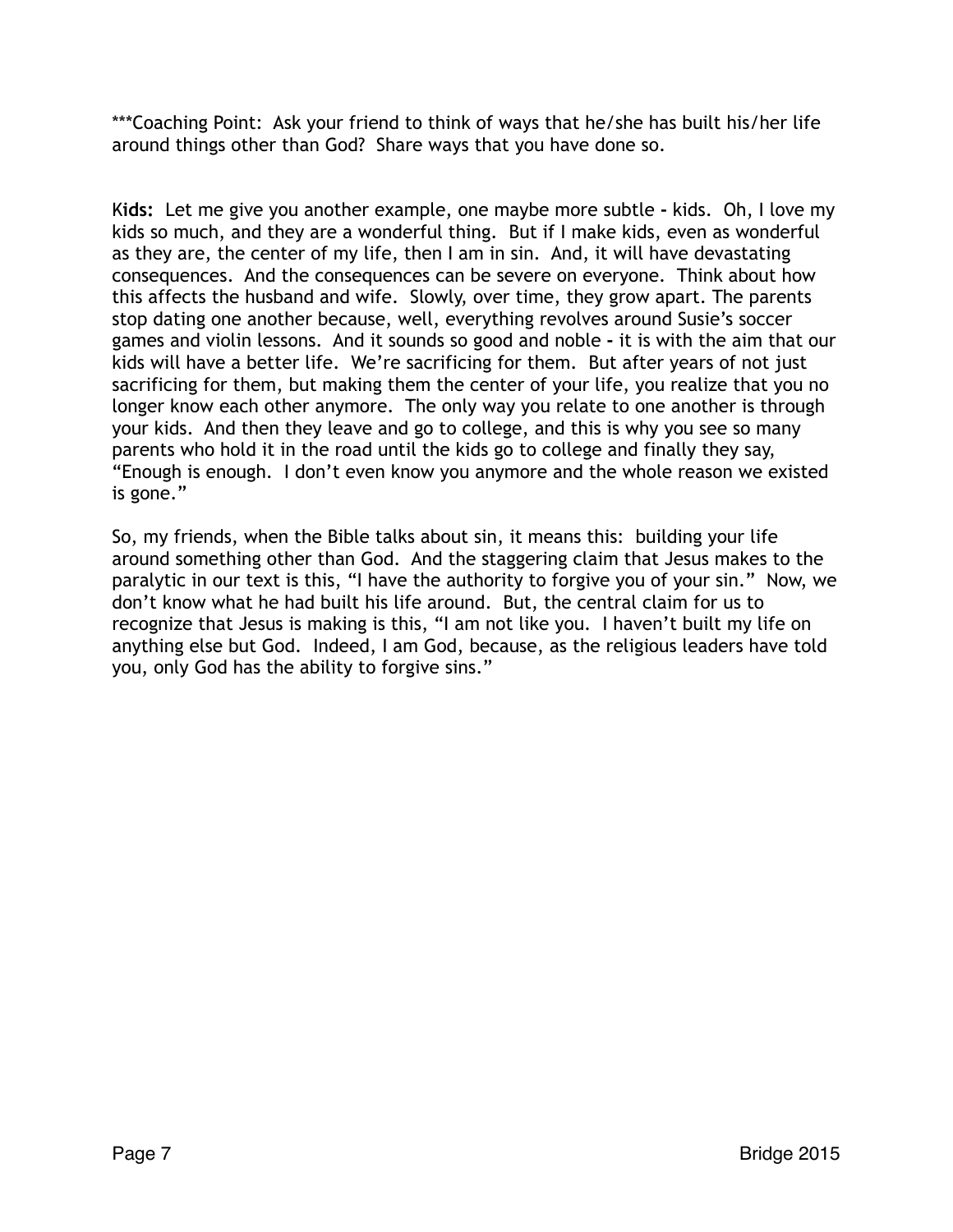***Coaching Point:  Ask your friend to think of ways that he/she has built his/her life around things other than God?  Share ways that you have done so.

**Kids:** Let me give you another example, one maybe more subtle - kids.  Oh, I love my kids so much, and they are a wonderful thing.  But if I make kids, even as wonderful as they are, the center of my life, then I am in sin.  And, it will have devastating consequences.  And the consequences can be severe on everyone.  Think about how this affects the husband and wife.  Slowly, over time, they grow apart. The parents stop dating one another because, well, everything revolves around Susie's soccer games and violin lessons.  And it sounds so good and noble - it is with the aim that our kids will have a better life.  We're sacrificing for them.  But after years of not just sacrificing for them, but making them the center of your life, you realize that you no longer know each other anymore.  The only way you relate to one another is through your kids.  And then they leave and go to college, and this is why you see so many parents who hold it in the road until the kids go to college and finally they say, "Enough is enough.  I don't even know you anymore and the whole reason we existed is gone."

So, my friends, when the Bible talks about sin, it means this:  building your life around something other than God.  And the staggering claim that Jesus makes to the paralytic in our text is this, "I have the authority to forgive you of your sin."  Now, we don't know what he had built his life around.  But, the central claim for us to recognize that Jesus is making is this, "I am not like you.  I haven't built my life on anything else but God.  Indeed, I am God, because, as the religious leaders have told you, only God has the ability to forgive sins."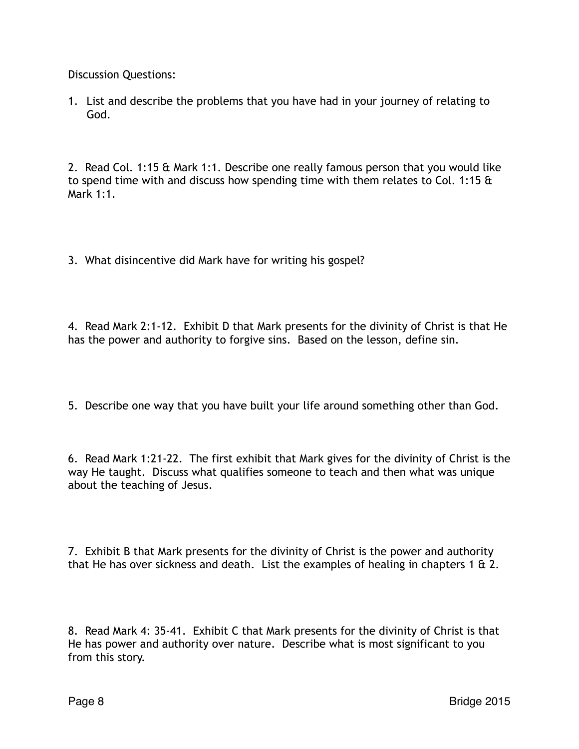Discussion Questions:

1. List and describe the problems that you have had in your journey of relating to God.

2. Read Col. 1:15 & Mark 1:1. Describe one really famous person that you would like to spend time with and discuss how spending time with them relates to Col. 1:15 & Mark 1:1.

3. What disincentive did Mark have for writing his gospel?

4. Read Mark 2:1-12. Exhibit D that Mark presents for the divinity of Christ is that He has the power and authority to forgive sins. Based on the lesson, define sin.

5. Describe one way that you have built your life around something other than God.

6. Read Mark 1:21-22. The first exhibit that Mark gives for the divinity of Christ is the way He taught. Discuss what qualifies someone to teach and then what was unique about the teaching of Jesus.

7. Exhibit B that Mark presents for the divinity of Christ is the power and authority that He has over sickness and death. List the examples of healing in chapters 1 & 2.

8. Read Mark 4: 35-41. Exhibit C that Mark presents for the divinity of Christ is that He has power and authority over nature. Describe what is most significant to you from this story.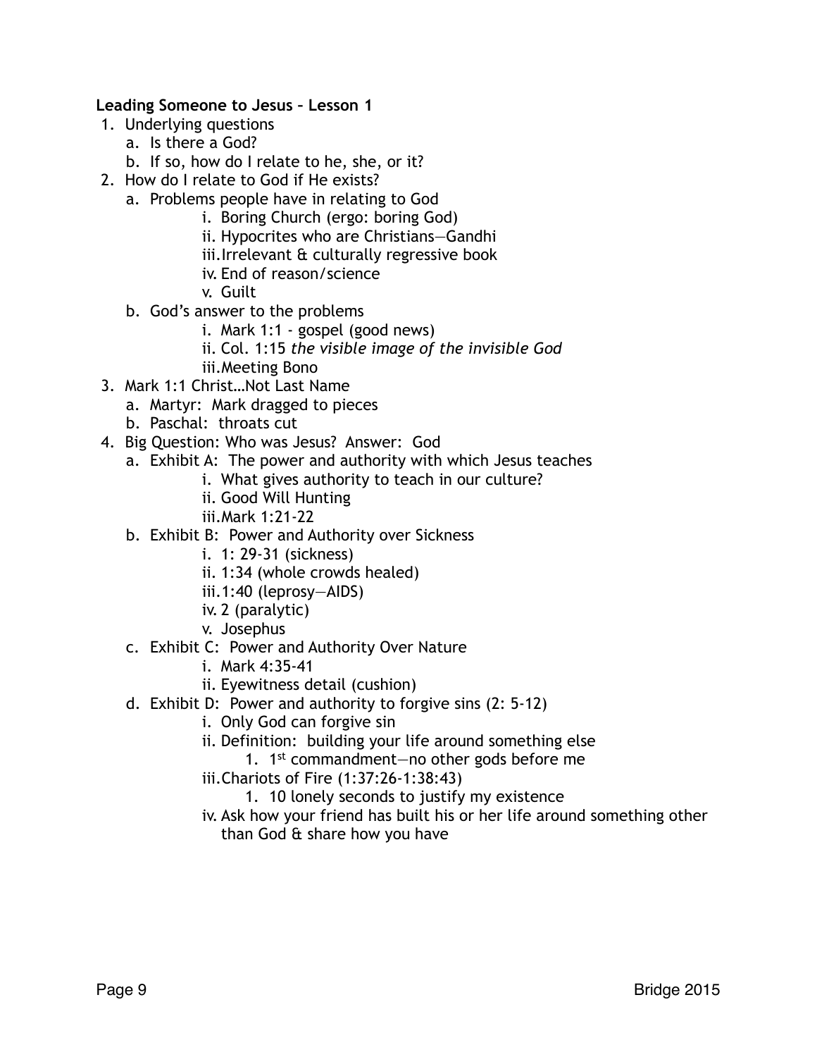**Leading Someone to Jesus – Lesson 1**

1. Underlying questions
   a. Is there a God?
   b. If so, how do I relate to he, she, or it?
2. How do I relate to God if He exists?
   a. Problems people have in relating to God
      i. Boring Church (ergo: boring God)
      ii. Hypocrites who are Christians—Gandhi
      iii. Irrelevant & culturally regressive book
      iv. End of reason/science
      v. Guilt
   b. God's answer to the problems
      i. Mark 1:1 - gospel (good news)
      ii. Col. 1:15 *the visible image of the invisible God*
      iii. Meeting Bono
3. Mark 1:1 Christ…Not Last Name
   a. Martyr: Mark dragged to pieces
   b. Paschal: throats cut
4. Big Question: Who was Jesus? Answer: God
   a. Exhibit A: The power and authority with which Jesus teaches
      i. What gives authority to teach in our culture?
      ii. Good Will Hunting
      iii. Mark 1:21-22
   b. Exhibit B: Power and Authority over Sickness
      i. 1: 29-31 (sickness)
      ii. 1:34 (whole crowds healed)
      iii. 1:40 (leprosy—AIDS)
      iv. 2 (paralytic)
      v. Josephus
   c. Exhibit C: Power and Authority Over Nature
      i. Mark 4:35-41
      ii. Eyewitness detail (cushion)
   d. Exhibit D: Power and authority to forgive sins (2: 5-12)
      i. Only God can forgive sin
      ii. Definition: building your life around something else
         1. 1st commandment—no other gods before me
      iii. Chariots of Fire (1:37:26-1:38:43)
         1. 10 lonely seconds to justify my existence
      iv. Ask how your friend has built his or her life around something other than God & share how you have